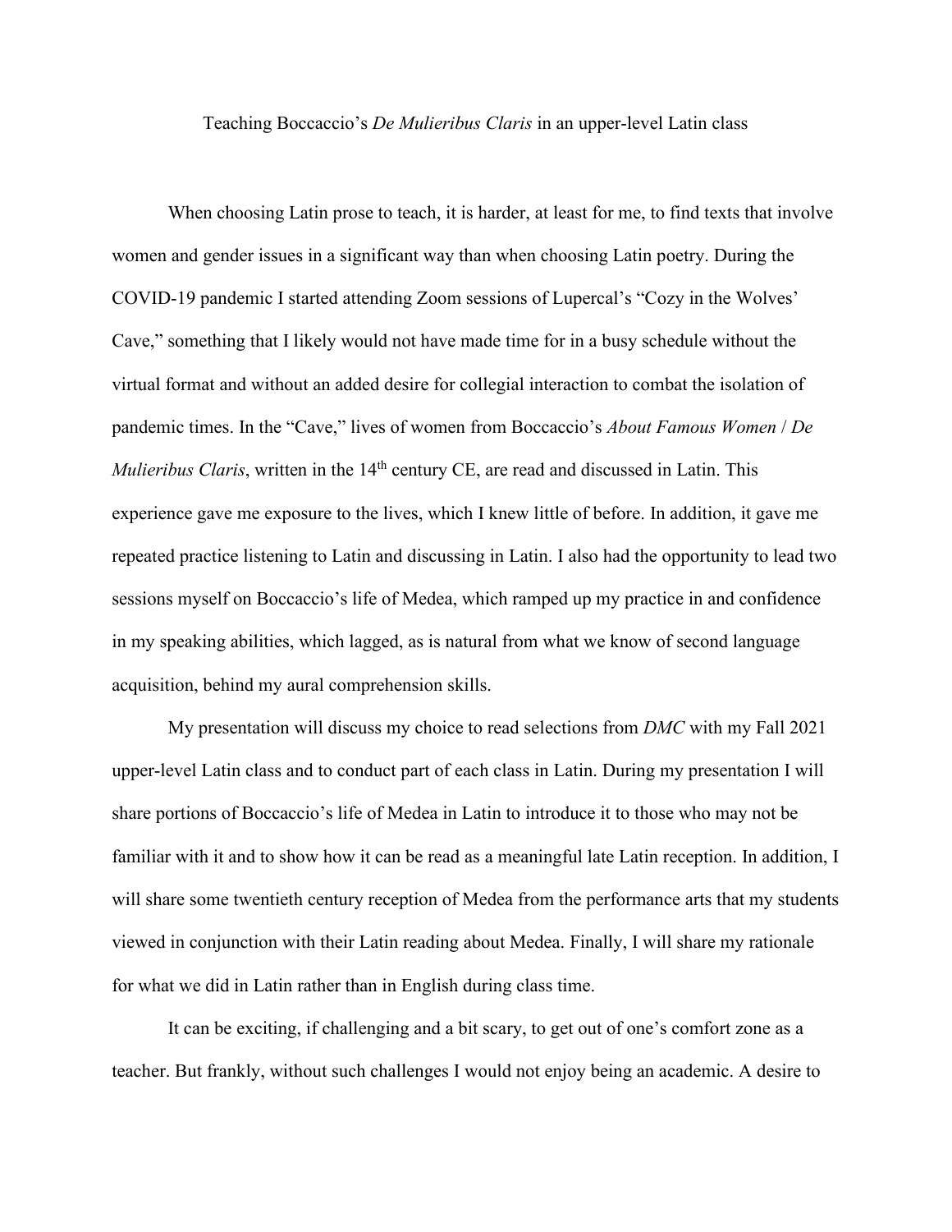# Teaching Boccaccio's *De Mulieribus Claris* in an upper-level Latin class

When choosing Latin prose to teach, it is harder, at least for me, to find texts that involve women and gender issues in a significant way than when choosing Latin poetry. During the COVID-19 pandemic I started attending Zoom sessions of Lupercal's "Cozy in the Wolves' Cave," something that I likely would not have made time for in a busy schedule without the virtual format and without an added desire for collegial interaction to combat the isolation of pandemic times. In the "Cave," lives of women from Boccaccio's *About Famous Women* / *De Mulieribus Claris*, written in the 14th century CE, are read and discussed in Latin. This experience gave me exposure to the lives, which I knew little of before. In addition, it gave me repeated practice listening to Latin and discussing in Latin. I also had the opportunity to lead two sessions myself on Boccaccio's life of Medea, which ramped up my practice in and confidence in my speaking abilities, which lagged, as is natural from what we know of second language acquisition, behind my aural comprehension skills.

My presentation will discuss my choice to read selections from *DMC* with my Fall 2021 upper-level Latin class and to conduct part of each class in Latin. During my presentation I will share portions of Boccaccio's life of Medea in Latin to introduce it to those who may not be familiar with it and to show how it can be read as a meaningful late Latin reception. In addition, I will share some twentieth century reception of Medea from the performance arts that my students viewed in conjunction with their Latin reading about Medea. Finally, I will share my rationale for what we did in Latin rather than in English during class time.

It can be exciting, if challenging and a bit scary, to get out of one's comfort zone as a teacher. But frankly, without such challenges I would not enjoy being an academic. A desire to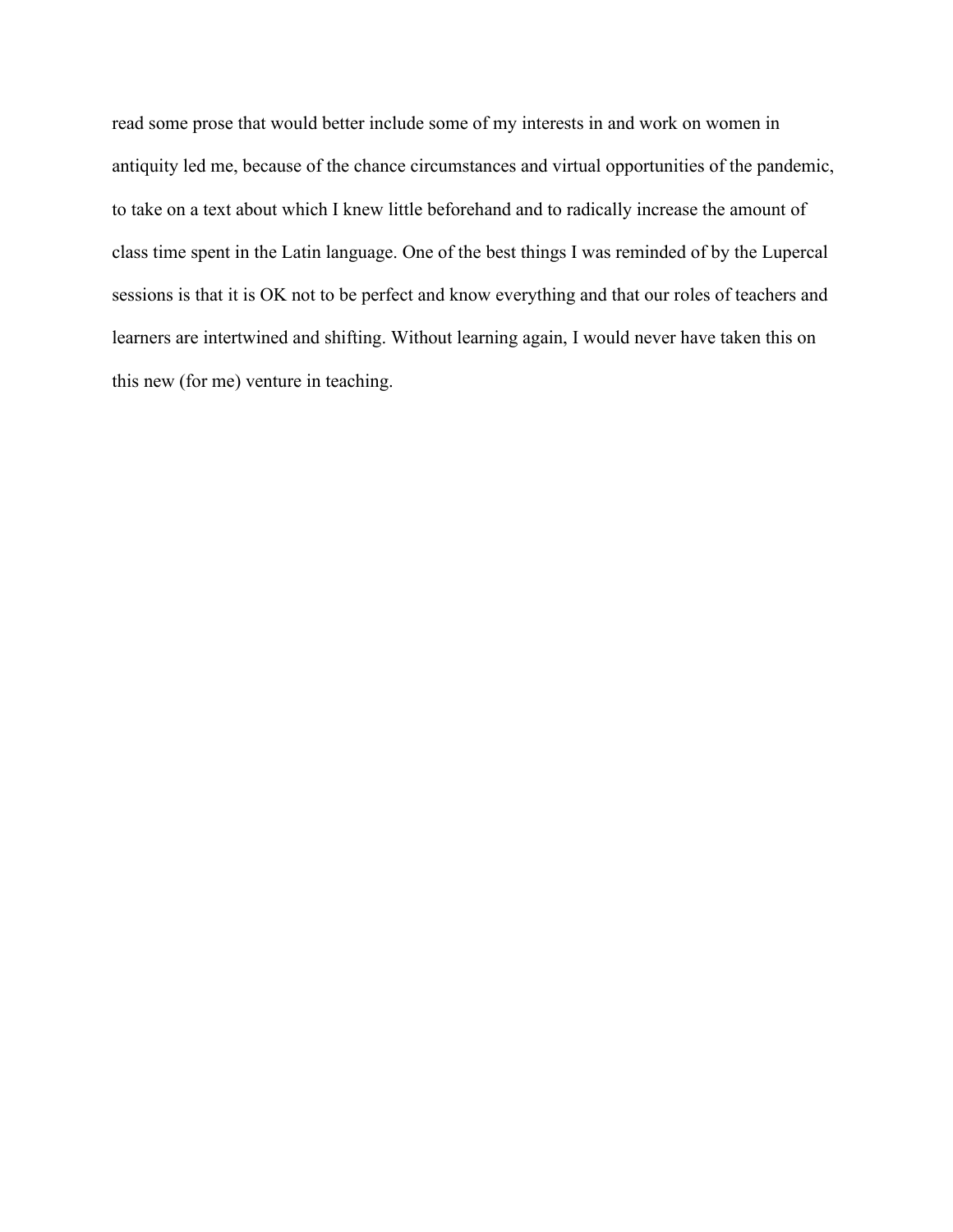read some prose that would better include some of my interests in and work on women in antiquity led me, because of the chance circumstances and virtual opportunities of the pandemic, to take on a text about which I knew little beforehand and to radically increase the amount of class time spent in the Latin language. One of the best things I was reminded of by the Lupercal sessions is that it is OK not to be perfect and know everything and that our roles of teachers and learners are intertwined and shifting. Without learning again, I would never have taken this on this new (for me) venture in teaching.